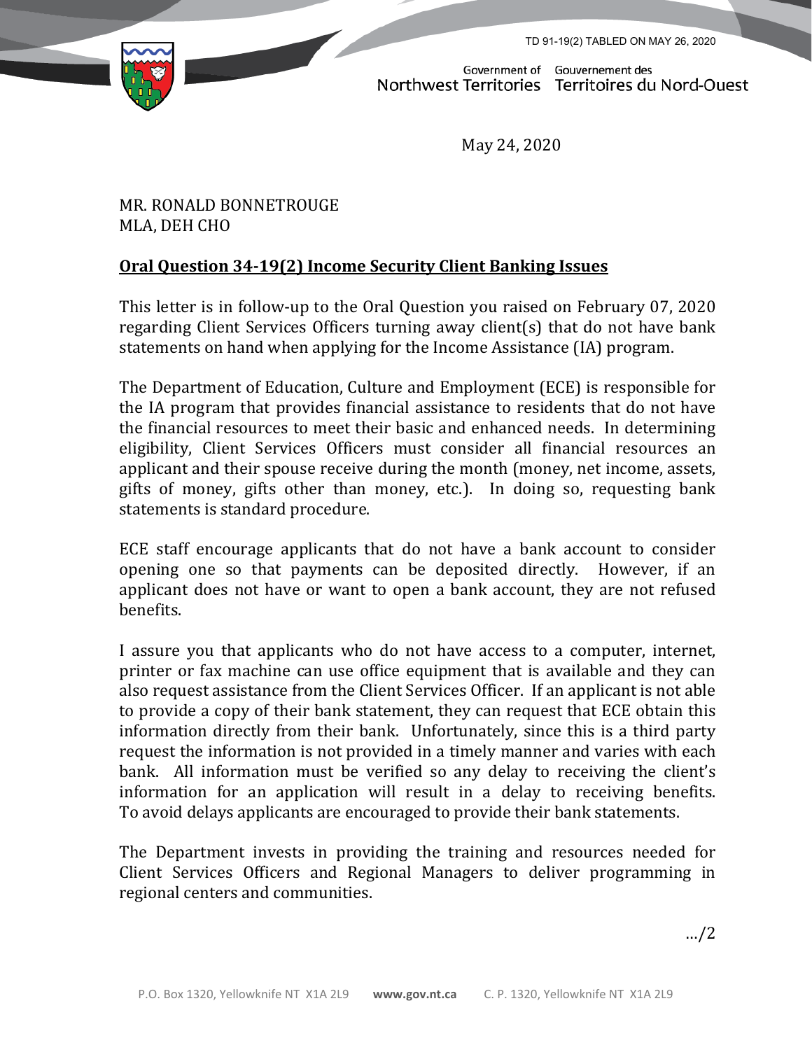TD 91-19(2) TABLED ON MAY 26, 2020

Government of Northwest Territories | Gouvernement des Territoires du Nord-Ouest

May 24, 2020

MR. RONALD BONNETROUGE
MLA, DEH CHO

**Oral Question 34-19(2) Income Security Client Banking Issues**

This letter is in follow-up to the Oral Question you raised on February 07, 2020 regarding Client Services Officers turning away client(s) that do not have bank statements on hand when applying for the Income Assistance (IA) program.

The Department of Education, Culture and Employment (ECE) is responsible for the IA program that provides financial assistance to residents that do not have the financial resources to meet their basic and enhanced needs. In determining eligibility, Client Services Officers must consider all financial resources an applicant and their spouse receive during the month (money, net income, assets, gifts of money, gifts other than money, etc.). In doing so, requesting bank statements is standard procedure.

ECE staff encourage applicants that do not have a bank account to consider opening one so that payments can be deposited directly. However, if an applicant does not have or want to open a bank account, they are not refused benefits.

I assure you that applicants who do not have access to a computer, internet, printer or fax machine can use office equipment that is available and they can also request assistance from the Client Services Officer. If an applicant is not able to provide a copy of their bank statement, they can request that ECE obtain this information directly from their bank. Unfortunately, since this is a third party request the information is not provided in a timely manner and varies with each bank. All information must be verified so any delay to receiving the client's information for an application will result in a delay to receiving benefits. To avoid delays applicants are encouraged to provide their bank statements.

The Department invests in providing the training and resources needed for Client Services Officers and Regional Managers to deliver programming in regional centers and communities.

…/2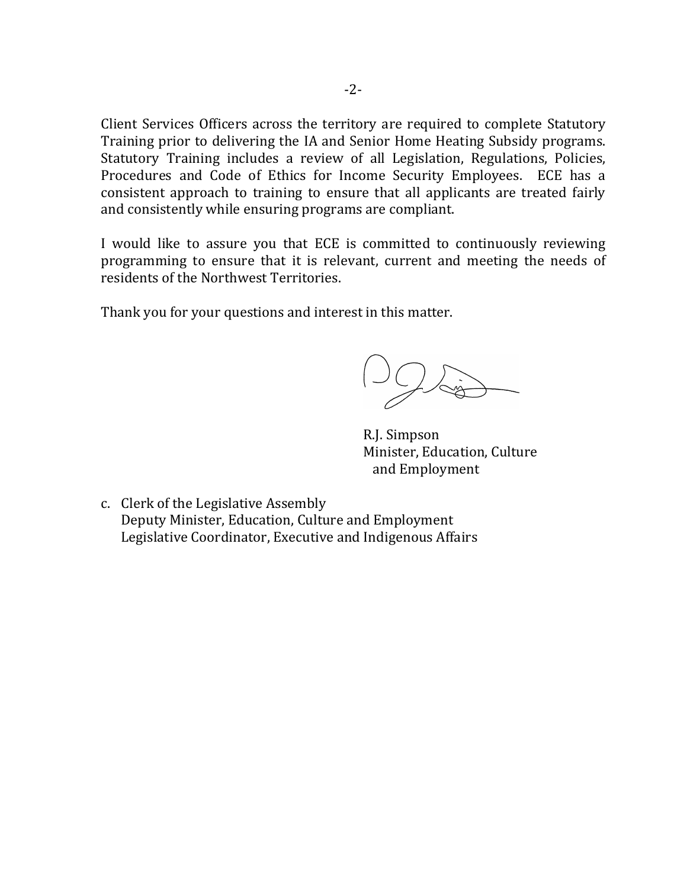Client Services Officers across the territory are required to complete Statutory Training prior to delivering the IA and Senior Home Heating Subsidy programs. Statutory Training includes a review of all Legislation, Regulations, Policies, Procedures and Code of Ethics for Income Security Employees. ECE has a consistent approach to training to ensure that all applicants are treated fairly and consistently while ensuring programs are compliant.

I would like to assure you that ECE is committed to continuously reviewing programming to ensure that it is relevant, current and meeting the needs of residents of the Northwest Territories.

Thank you for your questions and interest in this matter.

R.J. Simpson
Minister, Education, Culture
and Employment

c. Clerk of the Legislative Assembly
Deputy Minister, Education, Culture and Employment
Legislative Coordinator, Executive and Indigenous Affairs